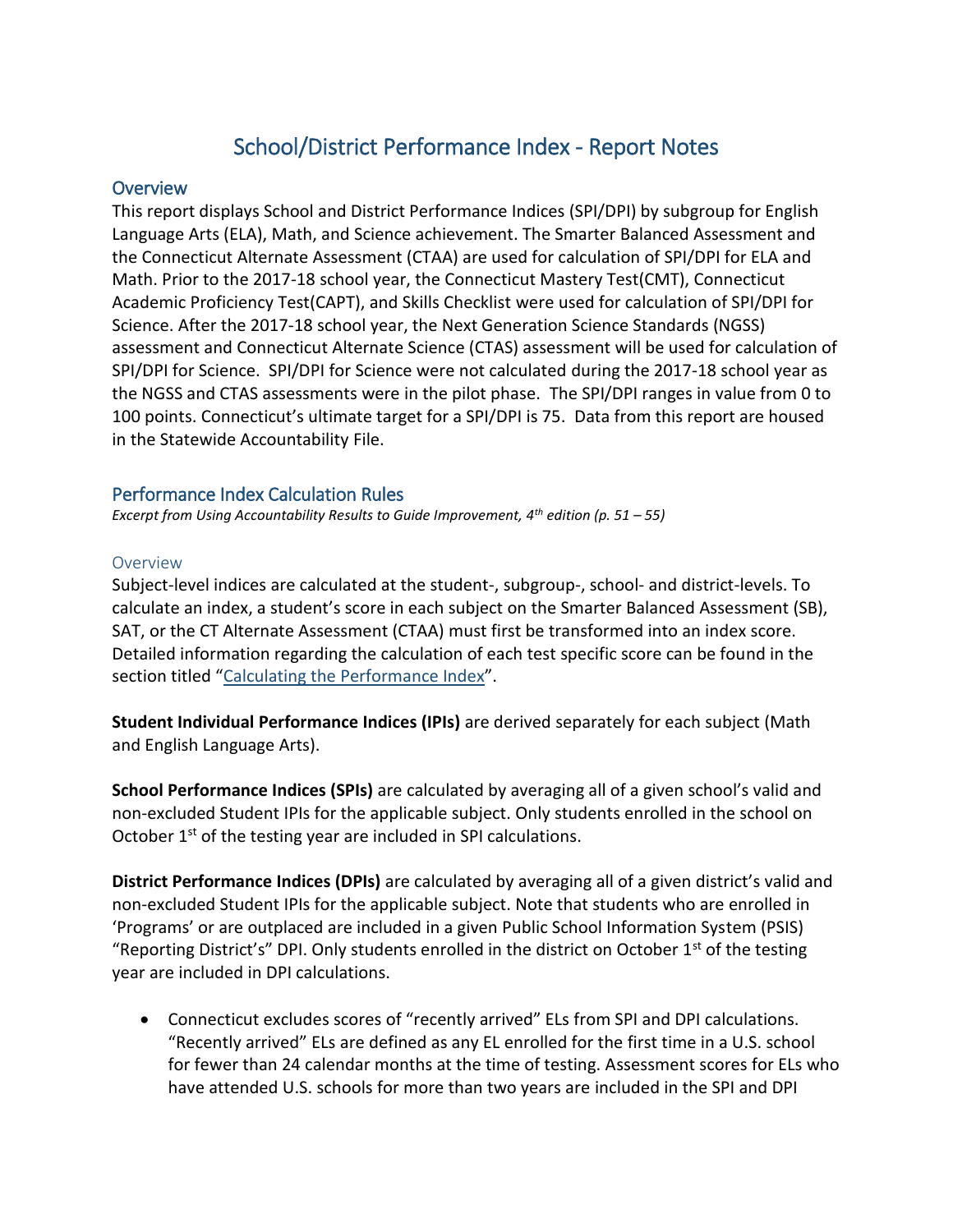# School/District Performance Index - Report Notes

## Overview

This report displays School and District Performance Indices (SPI/DPI) by subgroup for English Language Arts (ELA), Math, and Science achievement. The Smarter Balanced Assessment and the Connecticut Alternate Assessment (CTAA) are used for calculation of SPI/DPI for ELA and Math. Prior to the 2017-18 school year, the Connecticut Mastery Test(CMT), Connecticut Academic Proficiency Test(CAPT), and Skills Checklist were used for calculation of SPI/DPI for Science. After the 2017-18 school year, the Next Generation Science Standards (NGSS) assessment and Connecticut Alternate Science (CTAS) assessment will be used for calculation of SPI/DPI for Science. SPI/DPI for Science were not calculated during the 2017-18 school year as the NGSS and CTAS assessments were in the pilot phase. The SPI/DPI ranges in value from 0 to 100 points. Connecticut's ultimate target for a SPI/DPI is 75. Data from this report are housed in the Statewide Accountability File.

## Performance Index Calculation Rules

*Excerpt from Using Accountability Results to Guide Improvement, 4th edition (p. 51 – 55)*

### Overview

Subject-level indices are calculated at the student-, subgroup-, school- and district-levels. To calculate an index, a student's score in each subject on the Smarter Balanced Assessment (SB), SAT, or the CT Alternate Assessment (CTAA) must first be transformed into an index score. Detailed information regarding the calculation of each test specific score can be found in the section titled "Calculating the Performance Index".

**Student Individual Performance Indices (IPIs)** are derived separately for each subject (Math and English Language Arts).

**School Performance Indices (SPIs)** are calculated by averaging all of a given school's valid and non-excluded Student IPIs for the applicable subject. Only students enrolled in the school on October 1st of the testing year are included in SPI calculations.

**District Performance Indices (DPIs)** are calculated by averaging all of a given district's valid and non-excluded Student IPIs for the applicable subject. Note that students who are enrolled in 'Programs' or are outplaced are included in a given Public School Information System (PSIS) "Reporting District's" DPI. Only students enrolled in the district on October 1st of the testing year are included in DPI calculations.

- Connecticut excludes scores of "recently arrived" ELs from SPI and DPI calculations. "Recently arrived" ELs are defined as any EL enrolled for the first time in a U.S. school for fewer than 24 calendar months at the time of testing. Assessment scores for ELs who have attended U.S. schools for more than two years are included in the SPI and DPI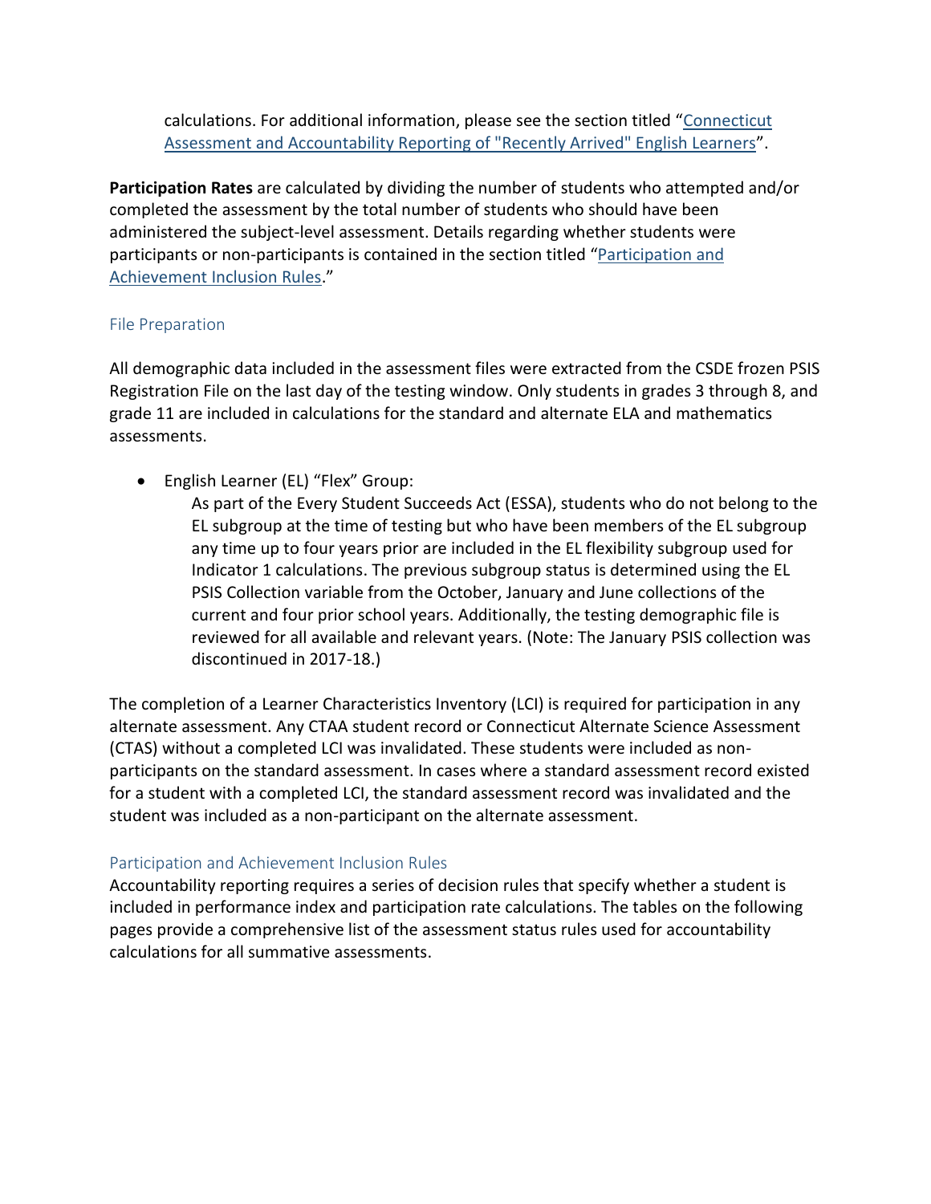calculations. For additional information, please see the section titled "[Connecticut Assessment and Accountability Reporting of "Recently Arrived" English Learners]".

**Participation Rates** are calculated by dividing the number of students who attempted and/or completed the assessment by the total number of students who should have been administered the subject-level assessment. Details regarding whether students were participants or non-participants is contained in the section titled "[Participation and Achievement Inclusion Rules]."

## File Preparation

All demographic data included in the assessment files were extracted from the CSDE frozen PSIS Registration File on the last day of the testing window. Only students in grades 3 through 8, and grade 11 are included in calculations for the standard and alternate ELA and mathematics assessments.

- English Learner (EL) "Flex" Group:
  As part of the Every Student Succeeds Act (ESSA), students who do not belong to the EL subgroup at the time of testing but who have been members of the EL subgroup any time up to four years prior are included in the EL flexibility subgroup used for Indicator 1 calculations. The previous subgroup status is determined using the EL PSIS Collection variable from the October, January and June collections of the current and four prior school years. Additionally, the testing demographic file is reviewed for all available and relevant years. (Note: The January PSIS collection was discontinued in 2017-18.)

The completion of a Learner Characteristics Inventory (LCI) is required for participation in any alternate assessment. Any CTAA student record or Connecticut Alternate Science Assessment (CTAS) without a completed LCI was invalidated. These students were included as non-participants on the standard assessment. In cases where a standard assessment record existed for a student with a completed LCI, the standard assessment record was invalidated and the student was included as a non-participant on the alternate assessment.

## Participation and Achievement Inclusion Rules

Accountability reporting requires a series of decision rules that specify whether a student is included in performance index and participation rate calculations. The tables on the following pages provide a comprehensive list of the assessment status rules used for accountability calculations for all summative assessments.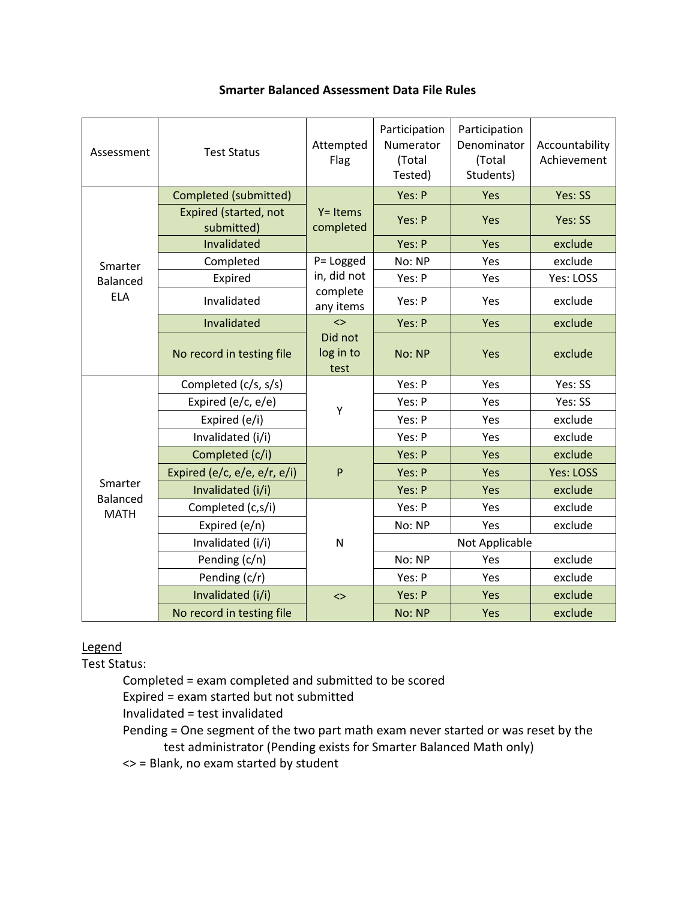## Smarter Balanced Assessment Data File Rules

| Assessment | Test Status | Attempted Flag | Participation Numerator (Total Tested) | Participation Denominator (Total Students) | Accountability Achievement |
|---|---|---|---|---|---|
| Smarter Balanced ELA | Completed (submitted) | Y= Items completed | Yes: P | Yes | Yes: SS |
| | Expired (started, not submitted) | | Yes: P | Yes | Yes: SS |
| | Invalidated | | Yes: P | Yes | exclude |
| | Completed | P= Logged in, did not complete any items | No: NP | Yes | exclude |
| | Expired | | Yes: P | Yes | Yes: LOSS |
| | Invalidated | | Yes: P | Yes | exclude |
| | Invalidated | <> Did not log in to test | Yes: P | Yes | exclude |
| | No record in testing file | | No: NP | Yes | exclude |
| Smarter Balanced MATH | Completed (c/s, s/s) | Y | Yes: P | Yes | Yes: SS |
| | Expired (e/c, e/e) | | Yes: P | Yes | Yes: SS |
| | Expired (e/i) | | Yes: P | Yes | exclude |
| | Invalidated (i/i) | | Yes: P | Yes | exclude |
| | Completed (c/i) | P | Yes: P | Yes | exclude |
| | Expired (e/c, e/e, e/r, e/i) | | Yes: P | Yes | Yes: LOSS |
| | Invalidated (i/i) | | Yes: P | Yes | exclude |
| | Completed (c,s/i) | N | Yes: P | Yes | exclude |
| | Expired (e/n) | | No: NP | Yes | exclude |
| | Invalidated (i/i) | | Not Applicable | | |
| | Pending (c/n) | | No: NP | Yes | exclude |
| | Pending (c/r) | | Yes: P | Yes | exclude |
| | Invalidated (i/i) | <> | Yes: P | Yes | exclude |
| | No record in testing file | | No: NP | Yes | exclude |

Legend

Test Status:

- Completed = exam completed and submitted to be scored
- Expired = exam started but not submitted
- Invalidated = test invalidated
- Pending = One segment of the two part math exam never started or was reset by the test administrator (Pending exists for Smarter Balanced Math only)
- <> = Blank, no exam started by student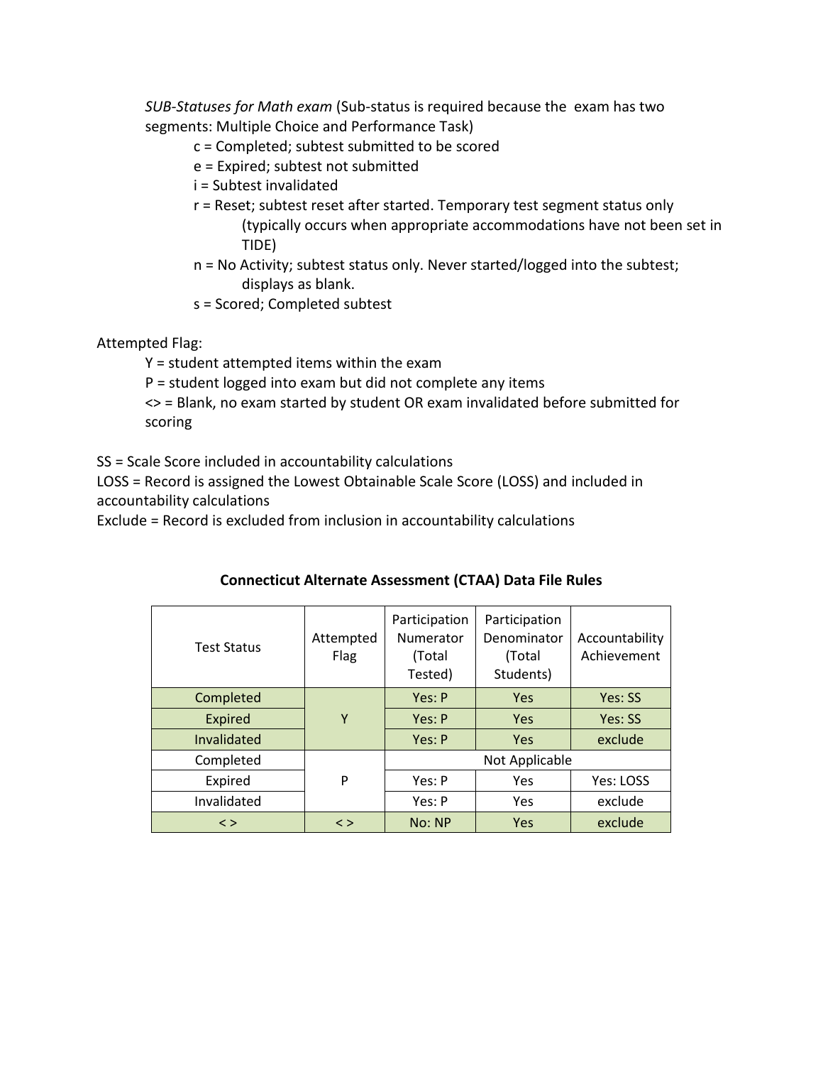*SUB-Statuses for Math exam* (Sub-status is required because the exam has two segments: Multiple Choice and Performance Task)

- c = Completed; subtest submitted to be scored
- e = Expired; subtest not submitted
- i = Subtest invalidated
- r = Reset; subtest reset after started. Temporary test segment status only (typically occurs when appropriate accommodations have not been set in TIDE)
- n = No Activity; subtest status only. Never started/logged into the subtest; displays as blank.
- s = Scored; Completed subtest

Attempted Flag:

- Y = student attempted items within the exam
- P = student logged into exam but did not complete any items
- <> = Blank, no exam started by student OR exam invalidated before submitted for scoring

SS = Scale Score included in accountability calculations
LOSS = Record is assigned the Lowest Obtainable Scale Score (LOSS) and included in accountability calculations
Exclude = Record is excluded from inclusion in accountability calculations

**Connecticut Alternate Assessment (CTAA) Data File Rules**

| Test Status | Attempted Flag | Participation Numerator (Total Tested) | Participation Denominator (Total Students) | Accountability Achievement |
|---|---|---|---|---|
| Completed | Y | Yes: P | Yes | Yes: SS |
| Expired | | Yes: P | Yes | Yes: SS |
| Invalidated | | Yes: P | Yes | exclude |
| Completed | P | Not Applicable | | |
| Expired | | Yes: P | Yes | Yes: LOSS |
| Invalidated | | Yes: P | Yes | exclude |
| < > | < > | No: NP | Yes | exclude |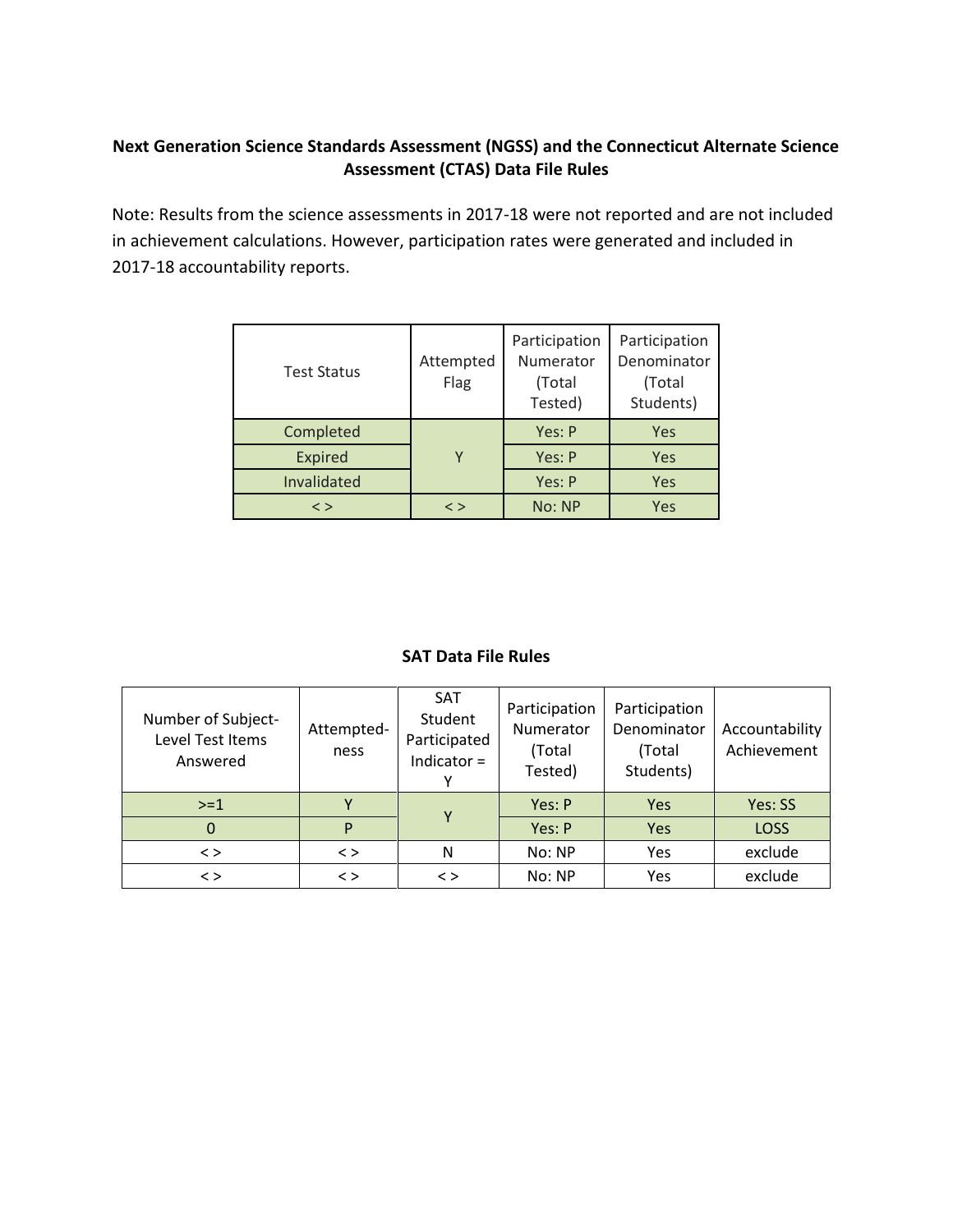### Next Generation Science Standards Assessment (NGSS) and the Connecticut Alternate Science Assessment (CTAS) Data File Rules

Note: Results from the science assessments in 2017-18 were not reported and are not included in achievement calculations. However, participation rates were generated and included in 2017-18 accountability reports.

| Test Status | Attempted Flag | Participation Numerator (Total Tested) | Participation Denominator (Total Students) |
|---|---|---|---|
| Completed | Y | Yes: P | Yes |
| Expired | | Yes: P | Yes |
| Invalidated | | Yes: P | Yes |
| < > | < > | No: NP | Yes |

### SAT Data File Rules

| Number of Subject-Level Test Items Answered | Attempted-ness | SAT Student Participated Indicator = Y | Participation Numerator (Total Tested) | Participation Denominator (Total Students) | Accountability Achievement |
|---|---|---|---|---|---|
| >=1 | Y | Y | Yes: P | Yes | Yes: SS |
| 0 | P | | Yes: P | Yes | LOSS |
| < > | < > | N | No: NP | Yes | exclude |
| < > | < > | < > | No: NP | Yes | exclude |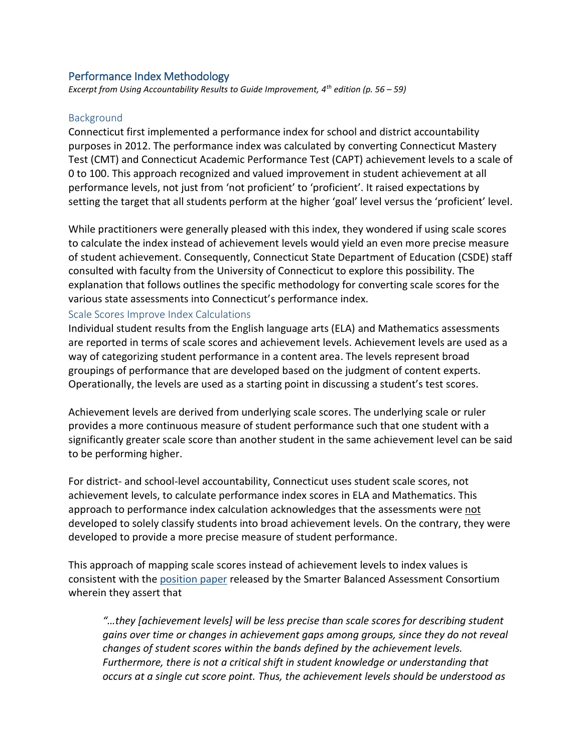## Performance Index Methodology

*Excerpt from Using Accountability Results to Guide Improvement, 4th edition (p. 56 – 59)*

### Background

Connecticut first implemented a performance index for school and district accountability purposes in 2012. The performance index was calculated by converting Connecticut Mastery Test (CMT) and Connecticut Academic Performance Test (CAPT) achievement levels to a scale of 0 to 100. This approach recognized and valued improvement in student achievement at all performance levels, not just from 'not proficient' to 'proficient'. It raised expectations by setting the target that all students perform at the higher 'goal' level versus the 'proficient' level.

While practitioners were generally pleased with this index, they wondered if using scale scores to calculate the index instead of achievement levels would yield an even more precise measure of student achievement. Consequently, Connecticut State Department of Education (CSDE) staff consulted with faculty from the University of Connecticut to explore this possibility. The explanation that follows outlines the specific methodology for converting scale scores for the various state assessments into Connecticut's performance index.

### Scale Scores Improve Index Calculations

Individual student results from the English language arts (ELA) and Mathematics assessments are reported in terms of scale scores and achievement levels. Achievement levels are used as a way of categorizing student performance in a content area. The levels represent broad groupings of performance that are developed based on the judgment of content experts. Operationally, the levels are used as a starting point in discussing a student's test scores.

Achievement levels are derived from underlying scale scores. The underlying scale or ruler provides a more continuous measure of student performance such that one student with a significantly greater scale score than another student in the same achievement level can be said to be performing higher.

For district- and school-level accountability, Connecticut uses student scale scores, not achievement levels, to calculate performance index scores in ELA and Mathematics. This approach to performance index calculation acknowledges that the assessments were not developed to solely classify students into broad achievement levels. On the contrary, they were developed to provide a more precise measure of student performance.

This approach of mapping scale scores instead of achievement levels to index values is consistent with the position paper released by the Smarter Balanced Assessment Consortium wherein they assert that

> *"…they [achievement levels] will be less precise than scale scores for describing student gains over time or changes in achievement gaps among groups, since they do not reveal changes of student scores within the bands defined by the achievement levels. Furthermore, there is not a critical shift in student knowledge or understanding that occurs at a single cut score point. Thus, the achievement levels should be understood as*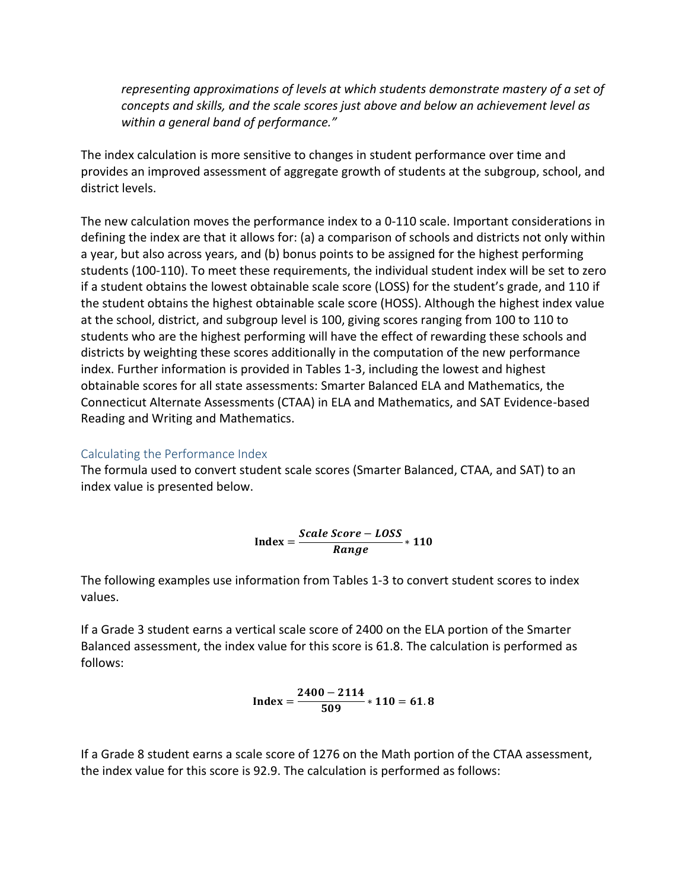*representing approximations of levels at which students demonstrate mastery of a set of concepts and skills, and the scale scores just above and below an achievement level as within a general band of performance."*

The index calculation is more sensitive to changes in student performance over time and provides an improved assessment of aggregate growth of students at the subgroup, school, and district levels.

The new calculation moves the performance index to a 0-110 scale. Important considerations in defining the index are that it allows for: (a) a comparison of schools and districts not only within a year, but also across years, and (b) bonus points to be assigned for the highest performing students (100-110). To meet these requirements, the individual student index will be set to zero if a student obtains the lowest obtainable scale score (LOSS) for the student's grade, and 110 if the student obtains the highest obtainable scale score (HOSS). Although the highest index value at the school, district, and subgroup level is 100, giving scores ranging from 100 to 110 to students who are the highest performing will have the effect of rewarding these schools and districts by weighting these scores additionally in the computation of the new performance index. Further information is provided in Tables 1-3, including the lowest and highest obtainable scores for all state assessments: Smarter Balanced ELA and Mathematics, the Connecticut Alternate Assessments (CTAA) in ELA and Mathematics, and SAT Evidence-based Reading and Writing and Mathematics.

## Calculating the Performance Index

The formula used to convert student scale scores (Smarter Balanced, CTAA, and SAT) to an index value is presented below.

$$\textbf{Index} = \frac{\textbf{\textit{Scale Score}} - \textbf{\textit{LOSS}}}{\textbf{\textit{Range}}} * \textbf{110}$$

The following examples use information from Tables 1-3 to convert student scores to index values.

If a Grade 3 student earns a vertical scale score of 2400 on the ELA portion of the Smarter Balanced assessment, the index value for this score is 61.8. The calculation is performed as follows:

$$\textbf{Index} = \frac{\textbf{2400} - \textbf{2114}}{\textbf{509}} * \textbf{110} = \textbf{61.8}$$

If a Grade 8 student earns a scale score of 1276 on the Math portion of the CTAA assessment, the index value for this score is 92.9. The calculation is performed as follows: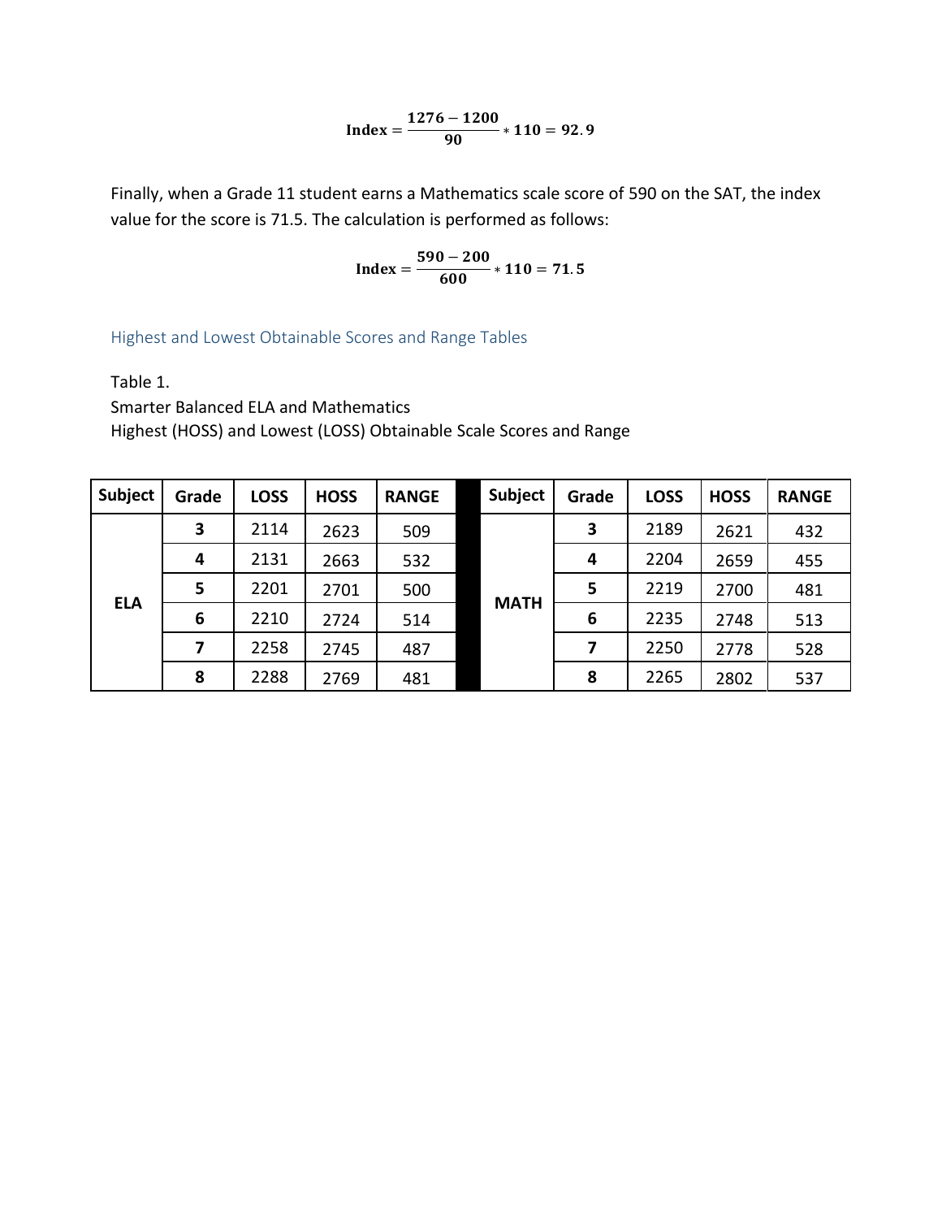$$\textbf{Index} = \frac{\textbf{1276} - \textbf{1200}}{\textbf{90}} * \textbf{110} = \textbf{92.9}$$

Finally, when a Grade 11 student earns a Mathematics scale score of 590 on the SAT, the index value for the score is 71.5. The calculation is performed as follows:

$$\textbf{Index} = \frac{\textbf{590} - \textbf{200}}{\textbf{600}} * \textbf{110} = \textbf{71.5}$$

## Highest and Lowest Obtainable Scores and Range Tables

Table 1.
Smarter Balanced ELA and Mathematics
Highest (HOSS) and Lowest (LOSS) Obtainable Scale Scores and Range

| Subject | Grade | LOSS | HOSS | RANGE | Subject | Grade | LOSS | HOSS | RANGE |
|---|---|---|---|---|---|---|---|---|---|
| ELA | **3** | 2114 | 2623 | 509 | MATH | **3** | 2189 | 2621 | 432 |
| | **4** | 2131 | 2663 | 532 | | **4** | 2204 | 2659 | 455 |
| | **5** | 2201 | 2701 | 500 | | **5** | 2219 | 2700 | 481 |
| | **6** | 2210 | 2724 | 514 | | **6** | 2235 | 2748 | 513 |
| | **7** | 2258 | 2745 | 487 | | **7** | 2250 | 2778 | 528 |
| | **8** | 2288 | 2769 | 481 | | **8** | 2265 | 2802 | 537 |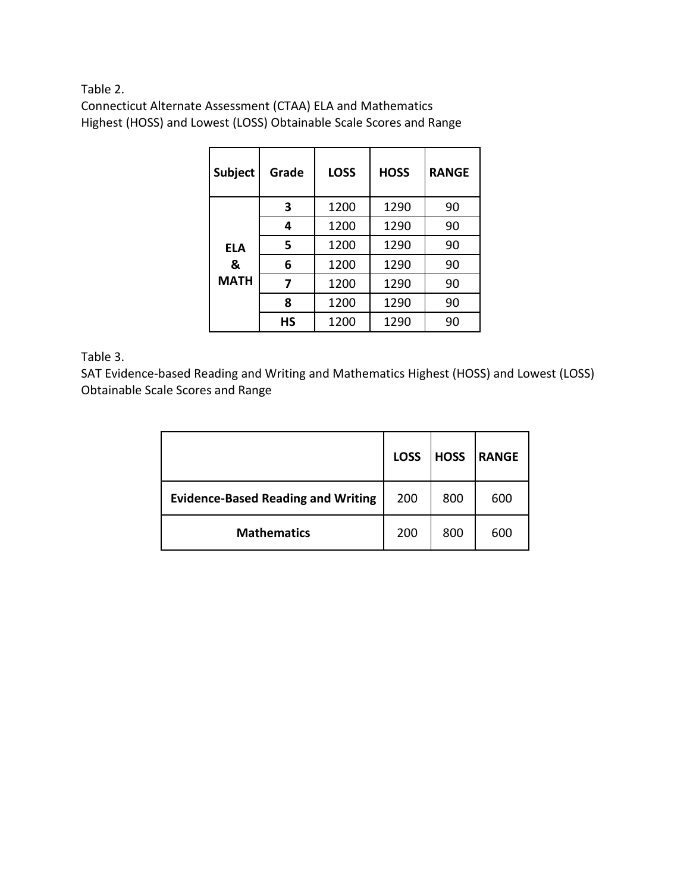Table 2.
Connecticut Alternate Assessment (CTAA) ELA and Mathematics
Highest (HOSS) and Lowest (LOSS) Obtainable Scale Scores and Range

| Subject | Grade | LOSS | HOSS | RANGE |
|---|---|---|---|---|
| ELA & MATH | **3** | 1200 | 1290 | 90 |
| | **4** | 1200 | 1290 | 90 |
| | **5** | 1200 | 1290 | 90 |
| | **6** | 1200 | 1290 | 90 |
| | **7** | 1200 | 1290 | 90 |
| | **8** | 1200 | 1290 | 90 |
| | **HS** | 1200 | 1290 | 90 |

Table 3.
SAT Evidence-based Reading and Writing and Mathematics Highest (HOSS) and Lowest (LOSS) Obtainable Scale Scores and Range

| | LOSS | HOSS | RANGE |
|---|---|---|---|
| **Evidence-Based Reading and Writing** | 200 | 800 | 600 |
| **Mathematics** | 200 | 800 | 600 |